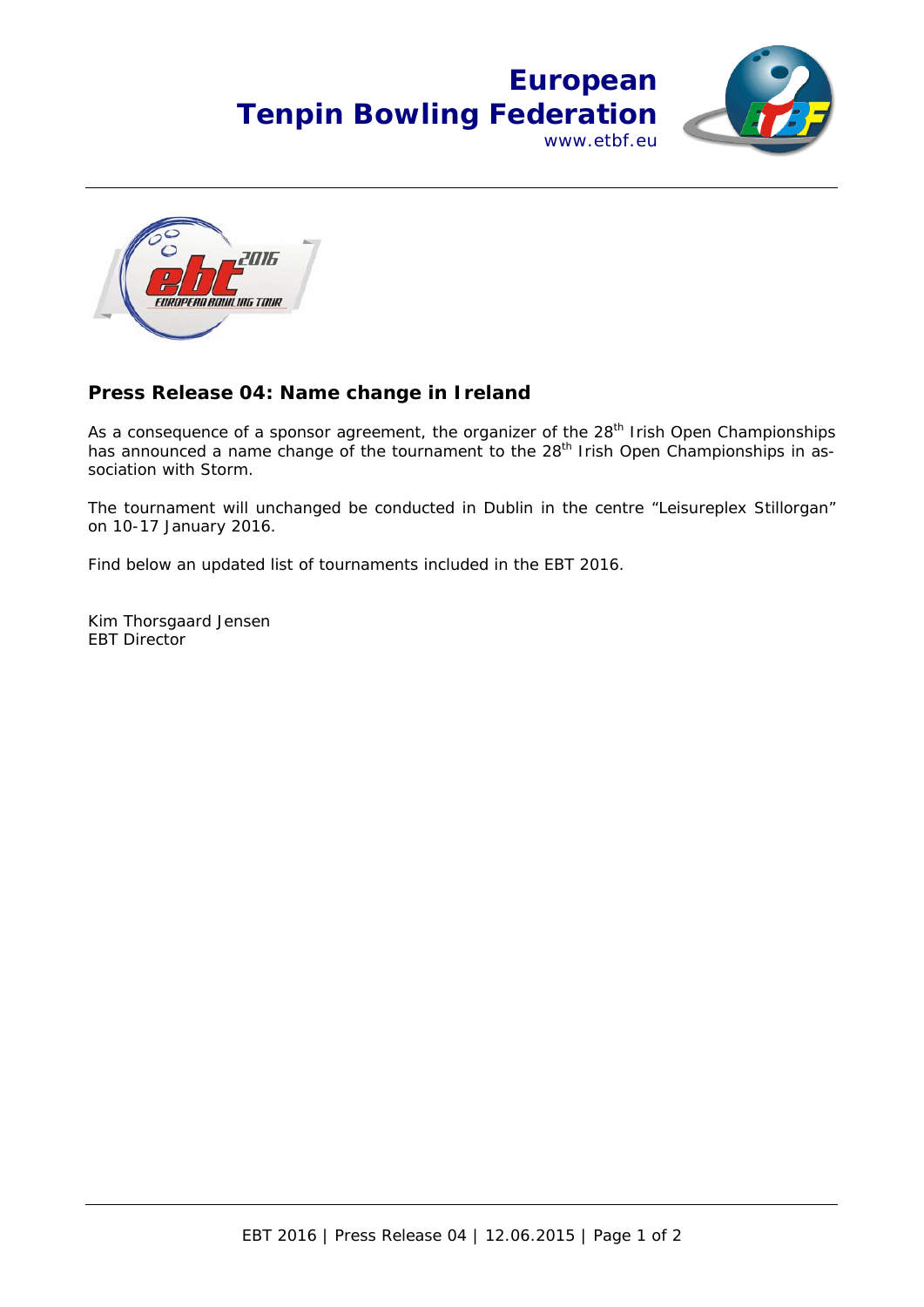**European Tenpin Bowling Federation**
www.etbf.eu

## Press Release 04: Name change in Ireland

As a consequence of a sponsor agreement, the organizer of the 28th Irish Open Championships has announced a name change of the tournament to the 28th Irish Open Championships in association with Storm.

The tournament will unchanged be conducted in Dublin in the centre "Leisureplex Stillorgan" on 10-17 January 2016.

Find below an updated list of tournaments included in the EBT 2016.

Kim Thorsgaard Jensen
EBT Director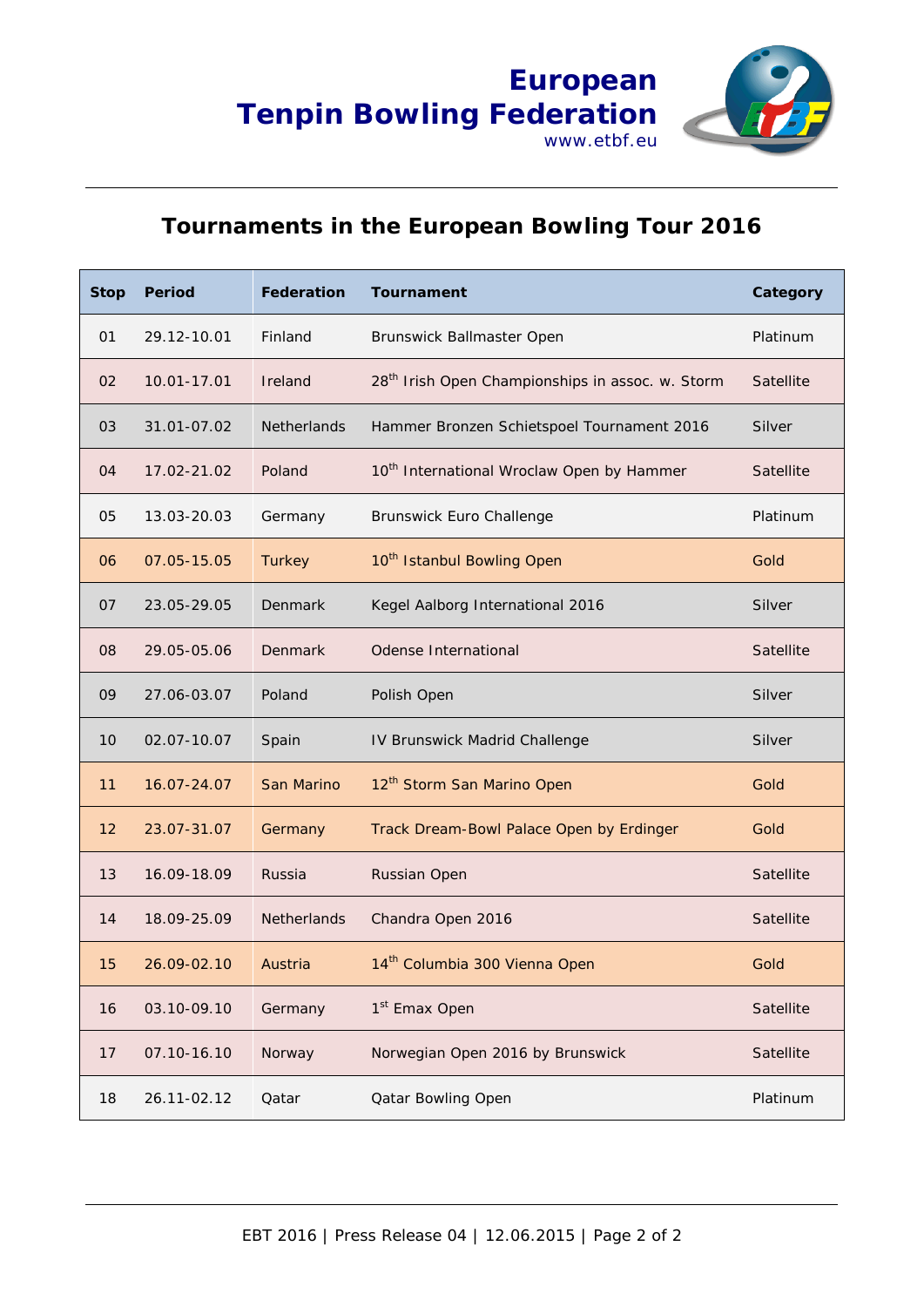European
Tenpin Bowling Federation
www.etbf.eu

# Tournaments in the European Bowling Tour 2016

| Stop | Period | Federation | Tournament | Category |
|---|---|---|---|---|
| 01 | 29.12-10.01 | Finland | Brunswick Ballmaster Open | Platinum |
| 02 | 10.01-17.01 | Ireland | 28th Irish Open Championships in assoc. w. Storm | Satellite |
| 03 | 31.01-07.02 | Netherlands | Hammer Bronzen Schietspoel Tournament 2016 | Silver |
| 04 | 17.02-21.02 | Poland | 10th International Wroclaw Open by Hammer | Satellite |
| 05 | 13.03-20.03 | Germany | Brunswick Euro Challenge | Platinum |
| 06 | 07.05-15.05 | Turkey | 10th Istanbul Bowling Open | Gold |
| 07 | 23.05-29.05 | Denmark | Kegel Aalborg International 2016 | Silver |
| 08 | 29.05-05.06 | Denmark | Odense International | Satellite |
| 09 | 27.06-03.07 | Poland | Polish Open | Silver |
| 10 | 02.07-10.07 | Spain | IV Brunswick Madrid Challenge | Silver |
| 11 | 16.07-24.07 | San Marino | 12th Storm San Marino Open | Gold |
| 12 | 23.07-31.07 | Germany | Track Dream-Bowl Palace Open by Erdinger | Gold |
| 13 | 16.09-18.09 | Russia | Russian Open | Satellite |
| 14 | 18.09-25.09 | Netherlands | Chandra Open 2016 | Satellite |
| 15 | 26.09-02.10 | Austria | 14th Columbia 300 Vienna Open | Gold |
| 16 | 03.10-09.10 | Germany | 1st Emax Open | Satellite |
| 17 | 07.10-16.10 | Norway | Norwegian Open 2016 by Brunswick | Satellite |
| 18 | 26.11-02.12 | Qatar | Qatar Bowling Open | Platinum |